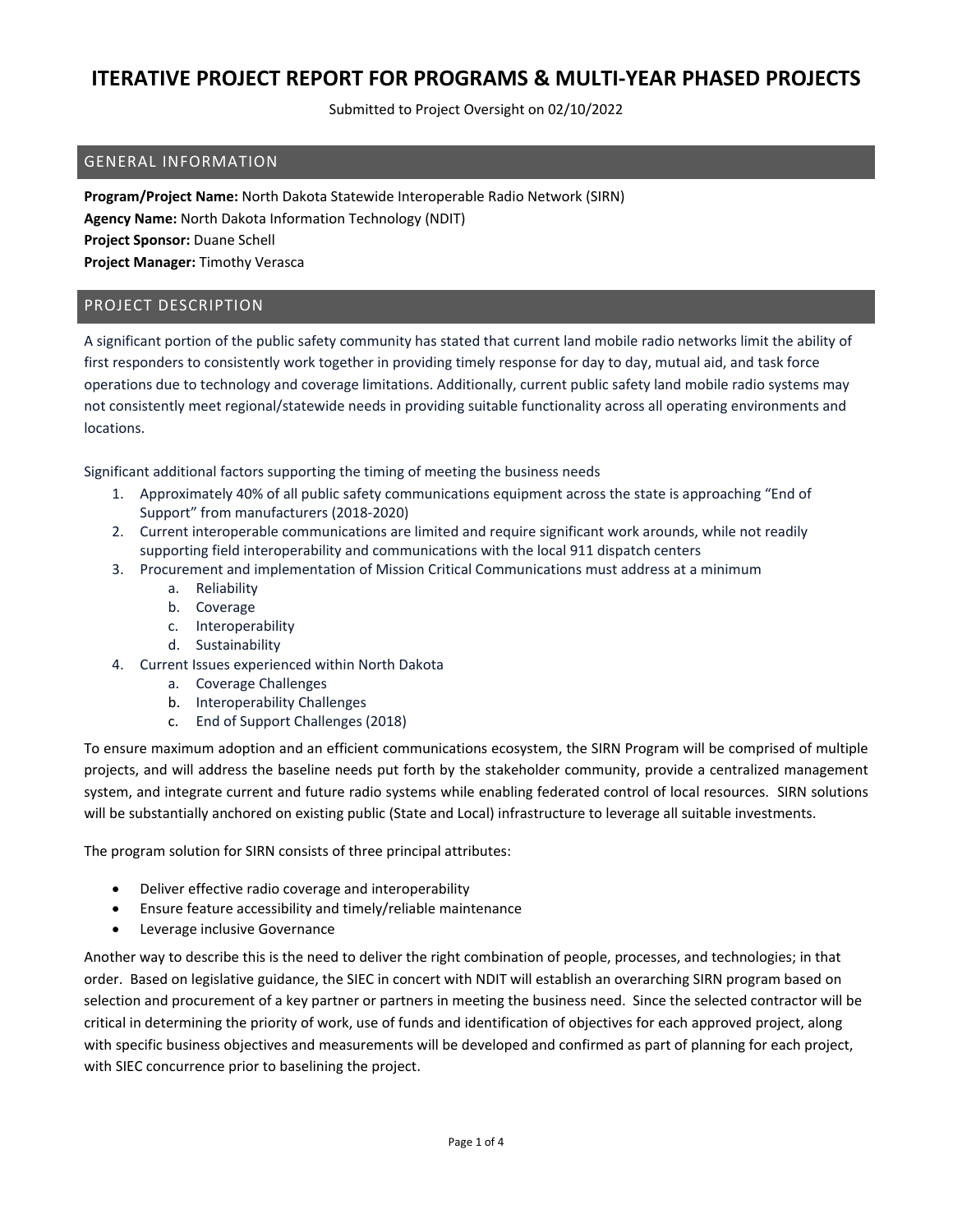# ITERATIVE PROJECT REPORT FOR PROGRAMS & MULTI-YEAR PHASED PROJECTS

Submitted to Project Oversight on 02/10/2022

## GENERAL INFORMATION

**Program/Project Name:** North Dakota Statewide Interoperable Radio Network (SIRN)
**Agency Name:** North Dakota Information Technology (NDIT)
**Project Sponsor:** Duane Schell
**Project Manager:** Timothy Verasca

## PROJECT DESCRIPTION

A significant portion of the public safety community has stated that current land mobile radio networks limit the ability of first responders to consistently work together in providing timely response for day to day, mutual aid, and task force operations due to technology and coverage limitations. Additionally, current public safety land mobile radio systems may not consistently meet regional/statewide needs in providing suitable functionality across all operating environments and locations.

Significant additional factors supporting the timing of meeting the business needs

1. Approximately 40% of all public safety communications equipment across the state is approaching "End of Support" from manufacturers (2018-2020)
2. Current interoperable communications are limited and require significant work arounds, while not readily supporting field interoperability and communications with the local 911 dispatch centers
3. Procurement and implementation of Mission Critical Communications must address at a minimum
   a. Reliability
   b. Coverage
   c. Interoperability
   d. Sustainability
4. Current Issues experienced within North Dakota
   a. Coverage Challenges
   b. Interoperability Challenges
   c. End of Support Challenges (2018)

To ensure maximum adoption and an efficient communications ecosystem, the SIRN Program will be comprised of multiple projects, and will address the baseline needs put forth by the stakeholder community, provide a centralized management system, and integrate current and future radio systems while enabling federated control of local resources. SIRN solutions will be substantially anchored on existing public (State and Local) infrastructure to leverage all suitable investments.

The program solution for SIRN consists of three principal attributes:

- Deliver effective radio coverage and interoperability
- Ensure feature accessibility and timely/reliable maintenance
- Leverage inclusive Governance

Another way to describe this is the need to deliver the right combination of people, processes, and technologies; in that order. Based on legislative guidance, the SIEC in concert with NDIT will establish an overarching SIRN program based on selection and procurement of a key partner or partners in meeting the business need. Since the selected contractor will be critical in determining the priority of work, use of funds and identification of objectives for each approved project, along with specific business objectives and measurements will be developed and confirmed as part of planning for each project, with SIEC concurrence prior to baselining the project.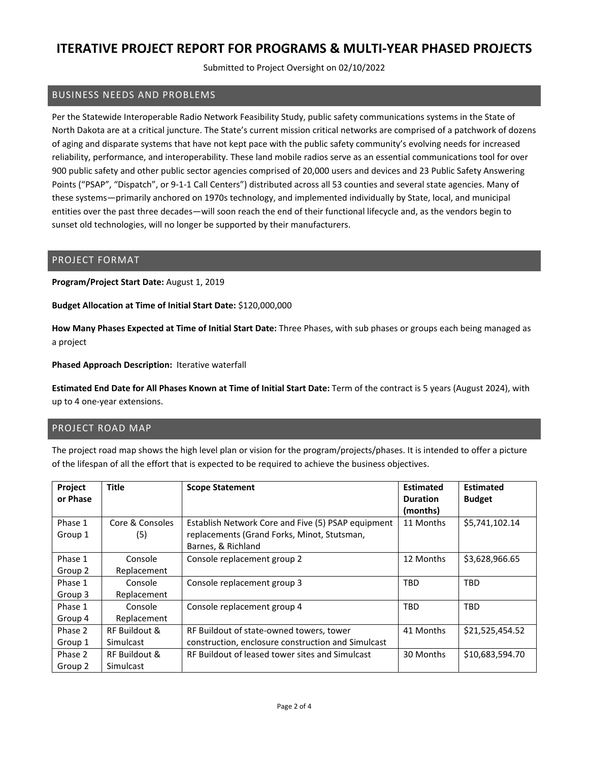# ITERATIVE PROJECT REPORT FOR PROGRAMS & MULTI-YEAR PHASED PROJECTS

Submitted to Project Oversight on 02/10/2022

## BUSINESS NEEDS AND PROBLEMS

Per the Statewide Interoperable Radio Network Feasibility Study, public safety communications systems in the State of North Dakota are at a critical juncture. The State's current mission critical networks are comprised of a patchwork of dozens of aging and disparate systems that have not kept pace with the public safety community's evolving needs for increased reliability, performance, and interoperability. These land mobile radios serve as an essential communications tool for over 900 public safety and other public sector agencies comprised of 20,000 users and devices and 23 Public Safety Answering Points ("PSAP", "Dispatch", or 9-1-1 Call Centers") distributed across all 53 counties and several state agencies. Many of these systems—primarily anchored on 1970s technology, and implemented individually by State, local, and municipal entities over the past three decades—will soon reach the end of their functional lifecycle and, as the vendors begin to sunset old technologies, will no longer be supported by their manufacturers.

## PROJECT FORMAT

**Program/Project Start Date:** August 1, 2019

**Budget Allocation at Time of Initial Start Date:** $120,000,000

**How Many Phases Expected at Time of Initial Start Date:** Three Phases, with sub phases or groups each being managed as a project

**Phased Approach Description:** Iterative waterfall

**Estimated End Date for All Phases Known at Time of Initial Start Date:** Term of the contract is 5 years (August 2024), with up to 4 one-year extensions.

## PROJECT ROAD MAP

The project road map shows the high level plan or vision for the program/projects/phases. It is intended to offer a picture of the lifespan of all the effort that is expected to be required to achieve the business objectives.

| Project or Phase | Title | Scope Statement | Estimated Duration (months) | Estimated Budget |
|---|---|---|---|---|
| Phase 1 Group 1 | Core & Consoles (5) | Establish Network Core and Five (5) PSAP equipment replacements (Grand Forks, Minot, Stutsman, Barnes, & Richland | 11 Months | $5,741,102.14 |
| Phase 1 Group 2 | Console Replacement | Console replacement group 2 | 12 Months | $3,628,966.65 |
| Phase 1 Group 3 | Console Replacement | Console replacement group 3 | TBD | TBD |
| Phase 1 Group 4 | Console Replacement | Console replacement group 4 | TBD | TBD |
| Phase 2 Group 1 | RF Buildout & Simulcast | RF Buildout of state-owned towers, tower construction, enclosure construction and Simulcast | 41 Months | $21,525,454.52 |
| Phase 2 Group 2 | RF Buildout & Simulcast | RF Buildout of leased tower sites and Simulcast | 30 Months | $10,683,594.70 |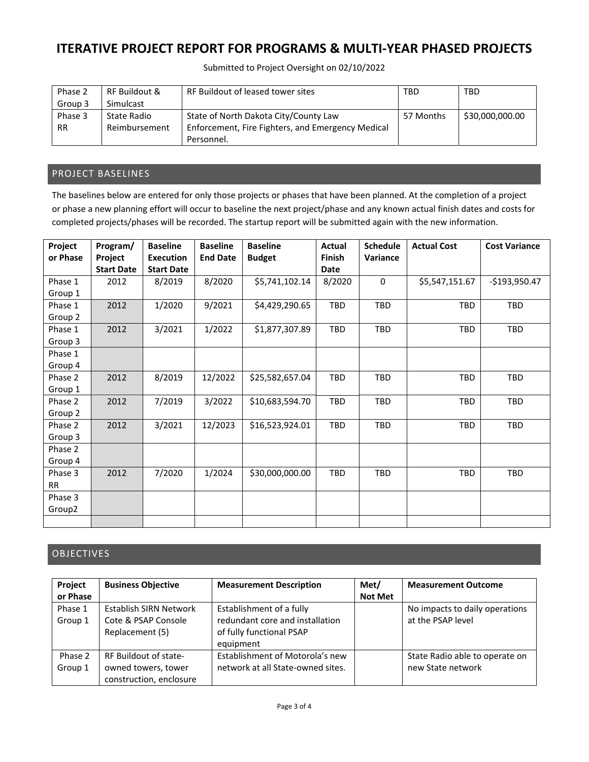# ITERATIVE PROJECT REPORT FOR PROGRAMS & MULTI-YEAR PHASED PROJECTS

Submitted to Project Oversight on 02/10/2022

| | | | | |
|---|---|---|---|---|
| Phase 2 Group 3 | RF Buildout & Simulcast | RF Buildout of leased tower sites | TBD | TBD |
| Phase 3 RR | State Radio Reimbursement | State of North Dakota City/County Law Enforcement, Fire Fighters, and Emergency Medical Personnel. | 57 Months | $30,000,000.00 |

## PROJECT BASELINES

The baselines below are entered for only those projects or phases that have been planned. At the completion of a project or phase a new planning effort will occur to baseline the next project/phase and any known actual finish dates and costs for completed projects/phases will be recorded. The startup report will be submitted again with the new information.

| Project or Phase | Program/ Project Start Date | Baseline Execution Start Date | Baseline End Date | Baseline Budget | Actual Finish Date | Schedule Variance | Actual Cost | Cost Variance |
|---|---|---|---|---|---|---|---|---|
| Phase 1 Group 1 | 2012 | 8/2019 | 8/2020 | $5,741,102.14 | 8/2020 | 0 | $5,547,151.67 | -$193,950.47 |
| Phase 1 Group 2 | 2012 | 1/2020 | 9/2021 | $4,429,290.65 | TBD | TBD | TBD | TBD |
| Phase 1 Group 3 | 2012 | 3/2021 | 1/2022 | $1,877,307.89 | TBD | TBD | TBD | TBD |
| Phase 1 Group 4 | | | | | | | | |
| Phase 2 Group 1 | 2012 | 8/2019 | 12/2022 | $25,582,657.04 | TBD | TBD | TBD | TBD |
| Phase 2 Group 2 | 2012 | 7/2019 | 3/2022 | $10,683,594.70 | TBD | TBD | TBD | TBD |
| Phase 2 Group 3 | 2012 | 3/2021 | 12/2023 | $16,523,924.01 | TBD | TBD | TBD | TBD |
| Phase 2 Group 4 | | | | | | | | |
| Phase 3 RR | 2012 | 7/2020 | 1/2024 | $30,000,000.00 | TBD | TBD | TBD | TBD |
| Phase 3 Group2 | | | | | | | | |
| | | | | | | | | |

## OBJECTIVES

| Project or Phase | Business Objective | Measurement Description | Met/ Not Met | Measurement Outcome |
|---|---|---|---|---|
| Phase 1 Group 1 | Establish SIRN Network Cote & PSAP Console Replacement (5) | Establishment of a fully redundant core and installation of fully functional PSAP equipment | | No impacts to daily operations at the PSAP level |
| Phase 2 Group 1 | RF Buildout of state-owned towers, tower construction, enclosure | Establishment of Motorola's new network at all State-owned sites. | | State Radio able to operate on new State network |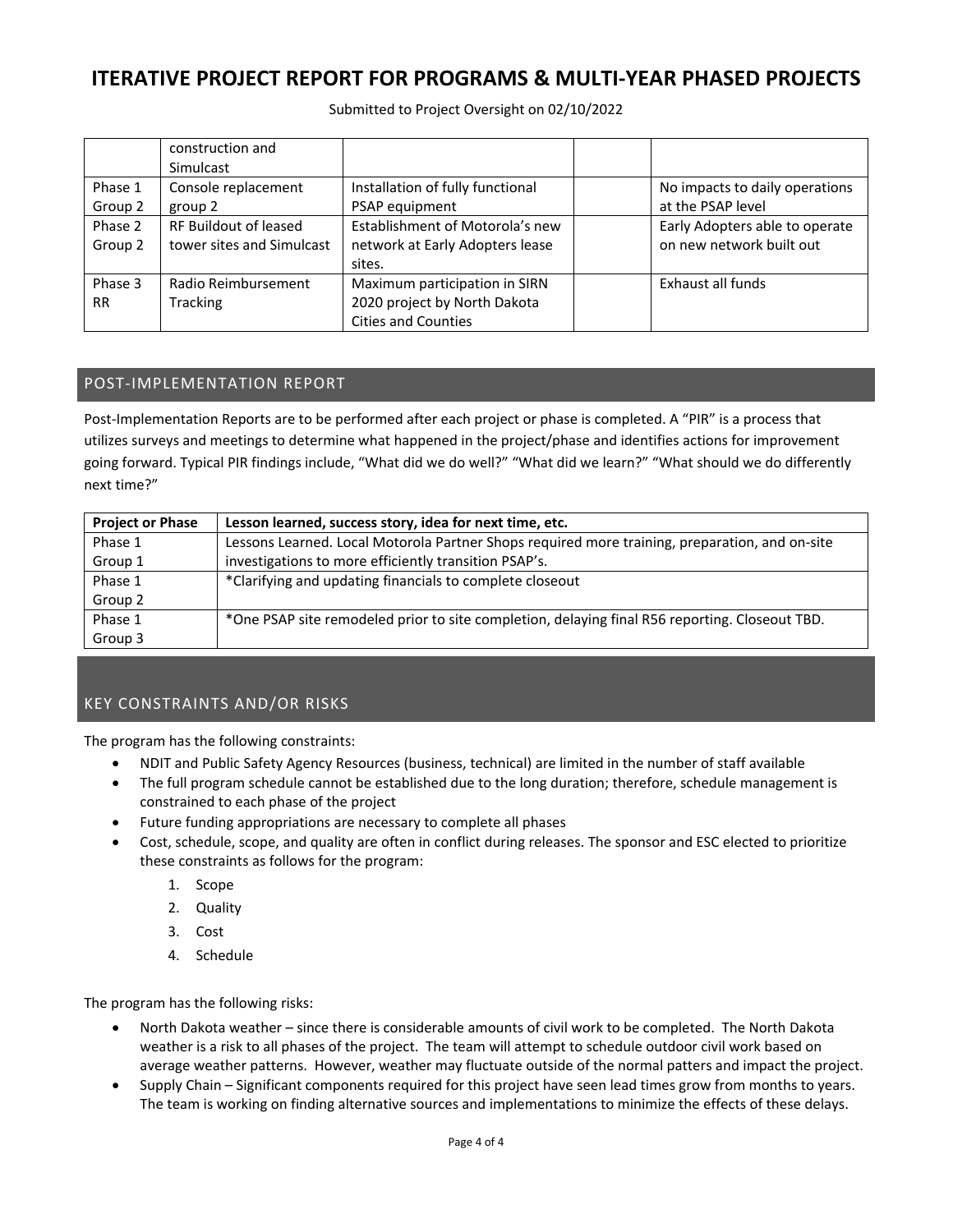# ITERATIVE PROJECT REPORT FOR PROGRAMS & MULTI-YEAR PHASED PROJECTS

Submitted to Project Oversight on 02/10/2022

| | | | | |
|---|---|---|---|---|
| | construction and Simulcast | | | |
| Phase 1 Group 2 | Console replacement group 2 | Installation of fully functional PSAP equipment | | No impacts to daily operations at the PSAP level |
| Phase 2 Group 2 | RF Buildout of leased tower sites and Simulcast | Establishment of Motorola's new network at Early Adopters lease sites. | | Early Adopters able to operate on new network built out |
| Phase 3 RR | Radio Reimbursement Tracking | Maximum participation in SIRN 2020 project by North Dakota Cities and Counties | | Exhaust all funds |

## POST-IMPLEMENTATION REPORT

Post-Implementation Reports are to be performed after each project or phase is completed. A "PIR" is a process that utilizes surveys and meetings to determine what happened in the project/phase and identifies actions for improvement going forward. Typical PIR findings include, "What did we do well?" "What did we learn?" "What should we do differently next time?"

| Project or Phase | Lesson learned, success story, idea for next time, etc. |
|---|---|
| Phase 1 Group 1 | Lessons Learned. Local Motorola Partner Shops required more training, preparation, and on-site investigations to more efficiently transition PSAP's. |
| Phase 1 Group 2 | *Clarifying and updating financials to complete closeout |
| Phase 1 Group 3 | *One PSAP site remodeled prior to site completion, delaying final R56 reporting. Closeout TBD. |

## KEY CONSTRAINTS AND/OR RISKS

The program has the following constraints:

- NDIT and Public Safety Agency Resources (business, technical) are limited in the number of staff available
- The full program schedule cannot be established due to the long duration; therefore, schedule management is constrained to each phase of the project
- Future funding appropriations are necessary to complete all phases
- Cost, schedule, scope, and quality are often in conflict during releases. The sponsor and ESC elected to prioritize these constraints as follows for the program:
    1. Scope
    2. Quality
    3. Cost
    4. Schedule

The program has the following risks:

- North Dakota weather – since there is considerable amounts of civil work to be completed. The North Dakota weather is a risk to all phases of the project. The team will attempt to schedule outdoor civil work based on average weather patterns. However, weather may fluctuate outside of the normal patters and impact the project.
- Supply Chain – Significant components required for this project have seen lead times grow from months to years. The team is working on finding alternative sources and implementations to minimize the effects of these delays.